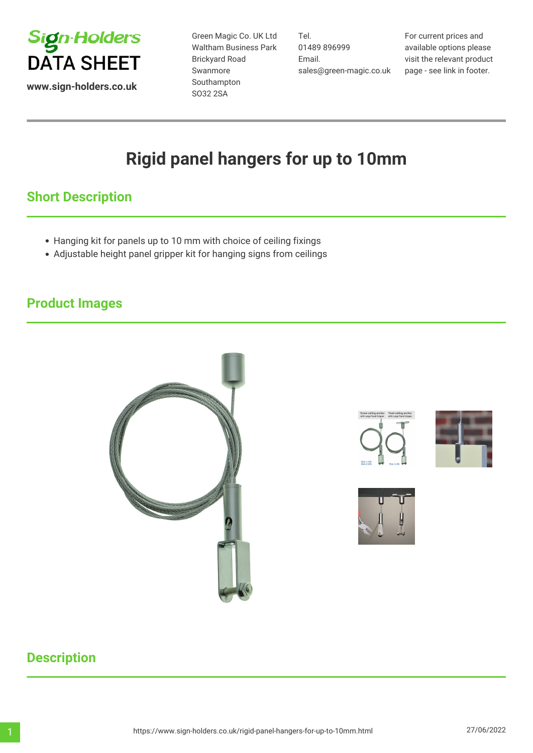# Sign-Holders DATA SHEET

www.sign-holders.co.uk

Green Magic Co. UK Ltd
Waltham Business Park
Brickyard Road
Swanmore
Southampton
SO32 2SA

Tel.
01489 896999
Email.
sales@green-magic.co.uk

For current prices and available options please visit the relevant product page - see link in footer.

# Rigid panel hangers for up to 10mm

## Short Description

- Hanging kit for panels up to 10 mm with choice of ceiling fixings
- Adjustable height panel gripper kit for hanging signs from ceilings

## Product Images

## Description

https://www.sign-holders.co.uk/rigid-panel-hangers-for-up-to-10mm.html

27/06/2022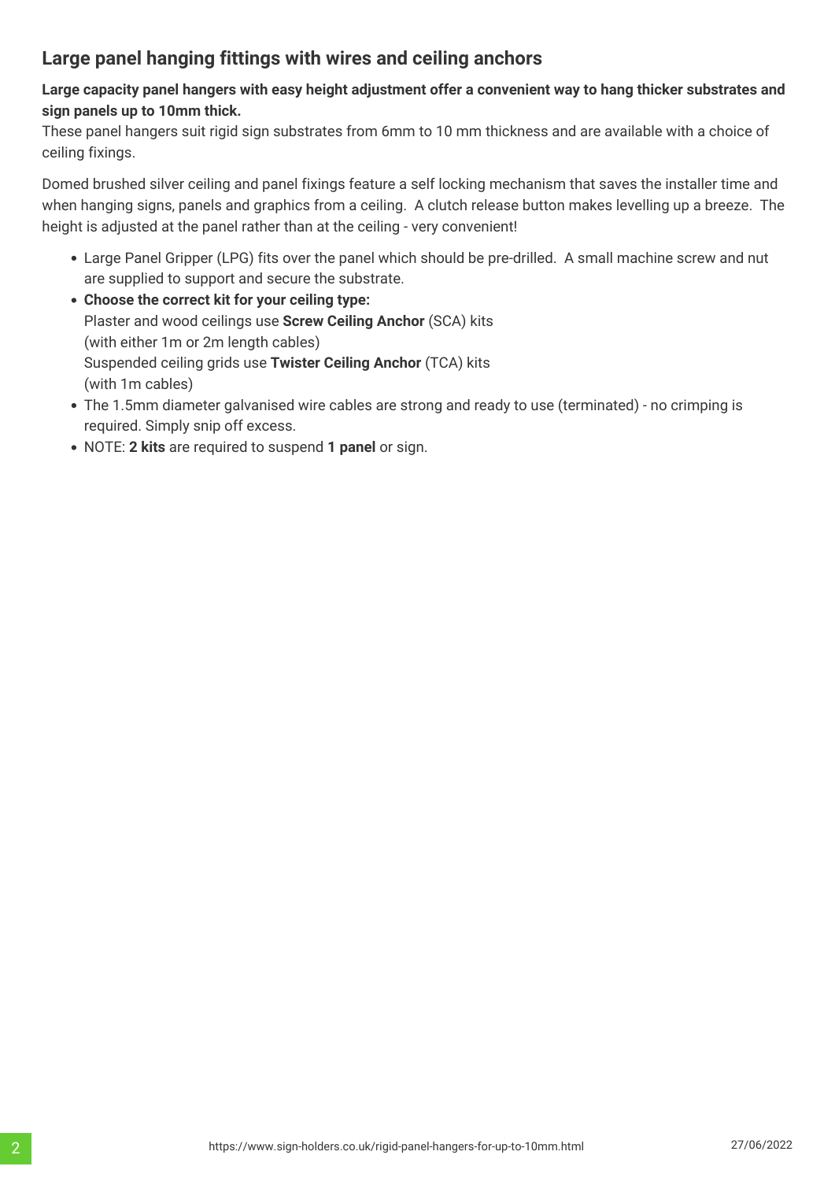## Large panel hanging fittings with wires and ceiling anchors

**Large capacity panel hangers with easy height adjustment offer a convenient way to hang thicker substrates and sign panels up to 10mm thick.**

These panel hangers suit rigid sign substrates from 6mm to 10 mm thickness and are available with a choice of ceiling fixings.

Domed brushed silver ceiling and panel fixings feature a self locking mechanism that saves the installer time and when hanging signs, panels and graphics from a ceiling. A clutch release button makes levelling up a breeze. The height is adjusted at the panel rather than at the ceiling - very convenient!

- Large Panel Gripper (LPG) fits over the panel which should be pre-drilled. A small machine screw and nut are supplied to support and secure the substrate.
- **Choose the correct kit for your ceiling type:**
  Plaster and wood ceilings use **Screw Ceiling Anchor** (SCA) kits
  (with either 1m or 2m length cables)
  Suspended ceiling grids use **Twister Ceiling Anchor** (TCA) kits
  (with 1m cables)
- The 1.5mm diameter galvanised wire cables are strong and ready to use (terminated) - no crimping is required. Simply snip off excess.
- NOTE: **2 kits** are required to suspend **1 panel** or sign.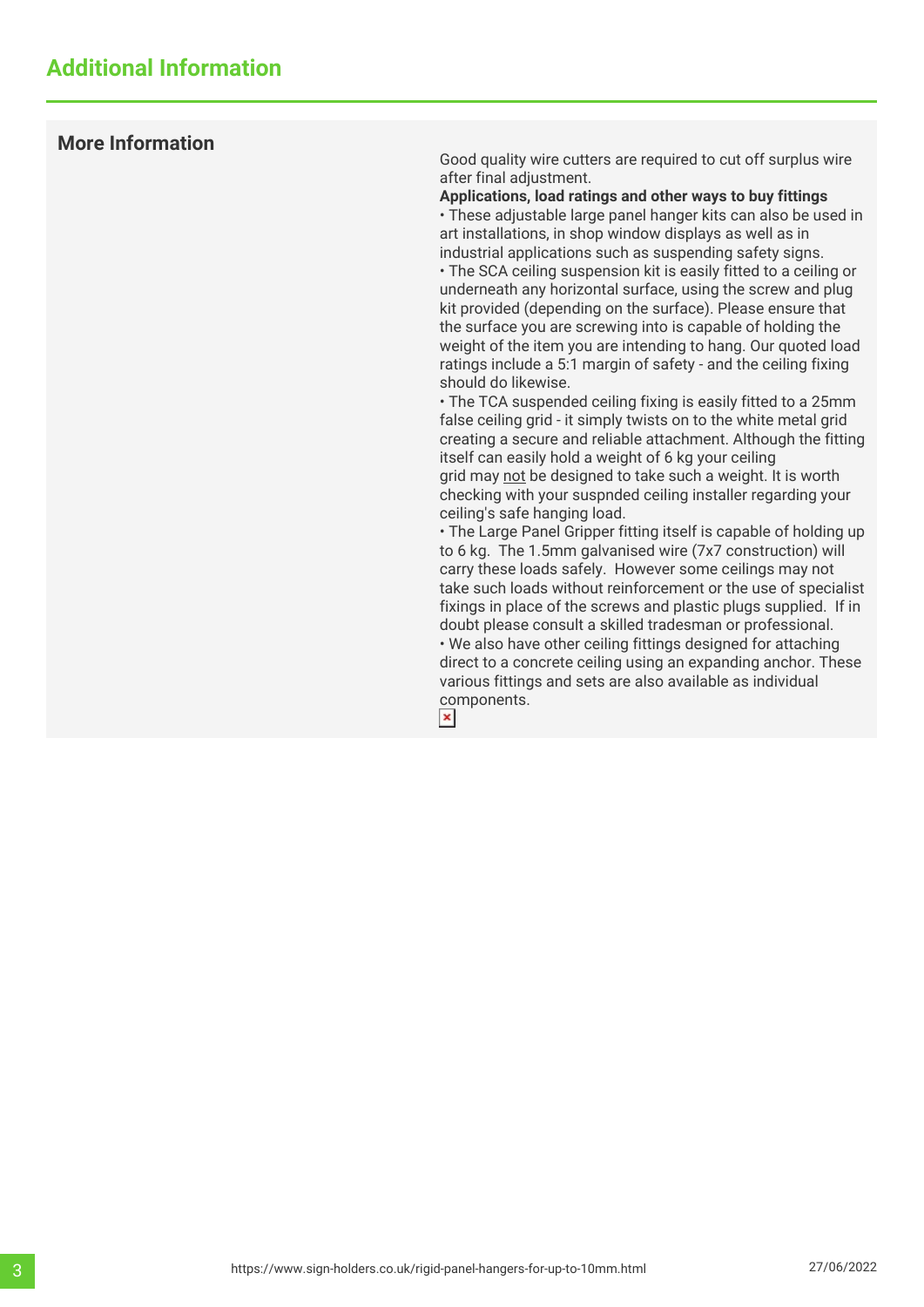## Additional Information

### More Information

Good quality wire cutters are required to cut off surplus wire after final adjustment.

**Applications, load ratings and other ways to buy fittings**

- These adjustable large panel hanger kits can also be used in art installations, in shop window displays as well as in industrial applications such as suspending safety signs.
- The SCA ceiling suspension kit is easily fitted to a ceiling or underneath any horizontal surface, using the screw and plug kit provided (depending on the surface). Please ensure that the surface you are screwing into is capable of holding the weight of the item you are intending to hang. Our quoted load ratings include a 5:1 margin of safety - and the ceiling fixing should do likewise.
- The TCA suspended ceiling fixing is easily fitted to a 25mm false ceiling grid - it simply twists on to the white metal grid creating a secure and reliable attachment. Although the fitting itself can easily hold a weight of 6 kg your ceiling grid may not be designed to take such a weight. It is worth checking with your suspnded ceiling installer regarding your ceiling's safe hanging load.
- The Large Panel Gripper fitting itself is capable of holding up to 6 kg. The 1.5mm galvanised wire (7x7 construction) will carry these loads safely. However some ceilings may not take such loads without reinforcement or the use of specialist fixings in place of the screws and plastic plugs supplied. If in doubt please consult a skilled tradesman or professional.
- We also have other ceiling fittings designed for attaching direct to a concrete ceiling using an expanding anchor. These various fittings and sets are also available as individual components.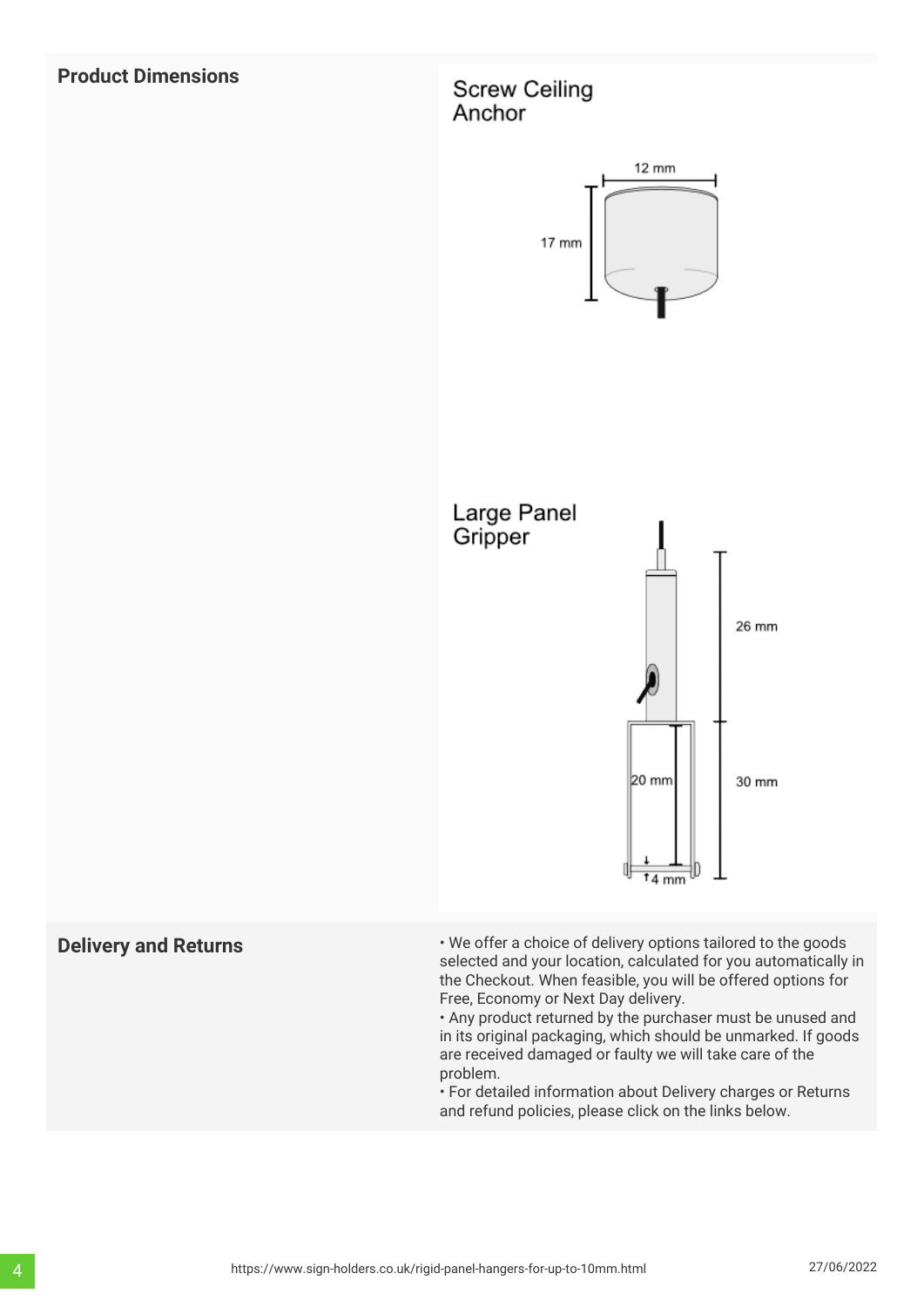## Product Dimensions

Screw Ceiling Anchor

12 mm

17 mm

Large Panel Gripper

26 mm

20 mm

30 mm

4 mm

## Delivery and Returns

• We offer a choice of delivery options tailored to the goods selected and your location, calculated for you automatically in the Checkout. When feasible, you will be offered options for Free, Economy or Next Day delivery.
• Any product returned by the purchaser must be unused and in its original packaging, which should be unmarked. If goods are received damaged or faulty we will take care of the problem.
• For detailed information about Delivery charges or Returns and refund policies, please click on the links below.